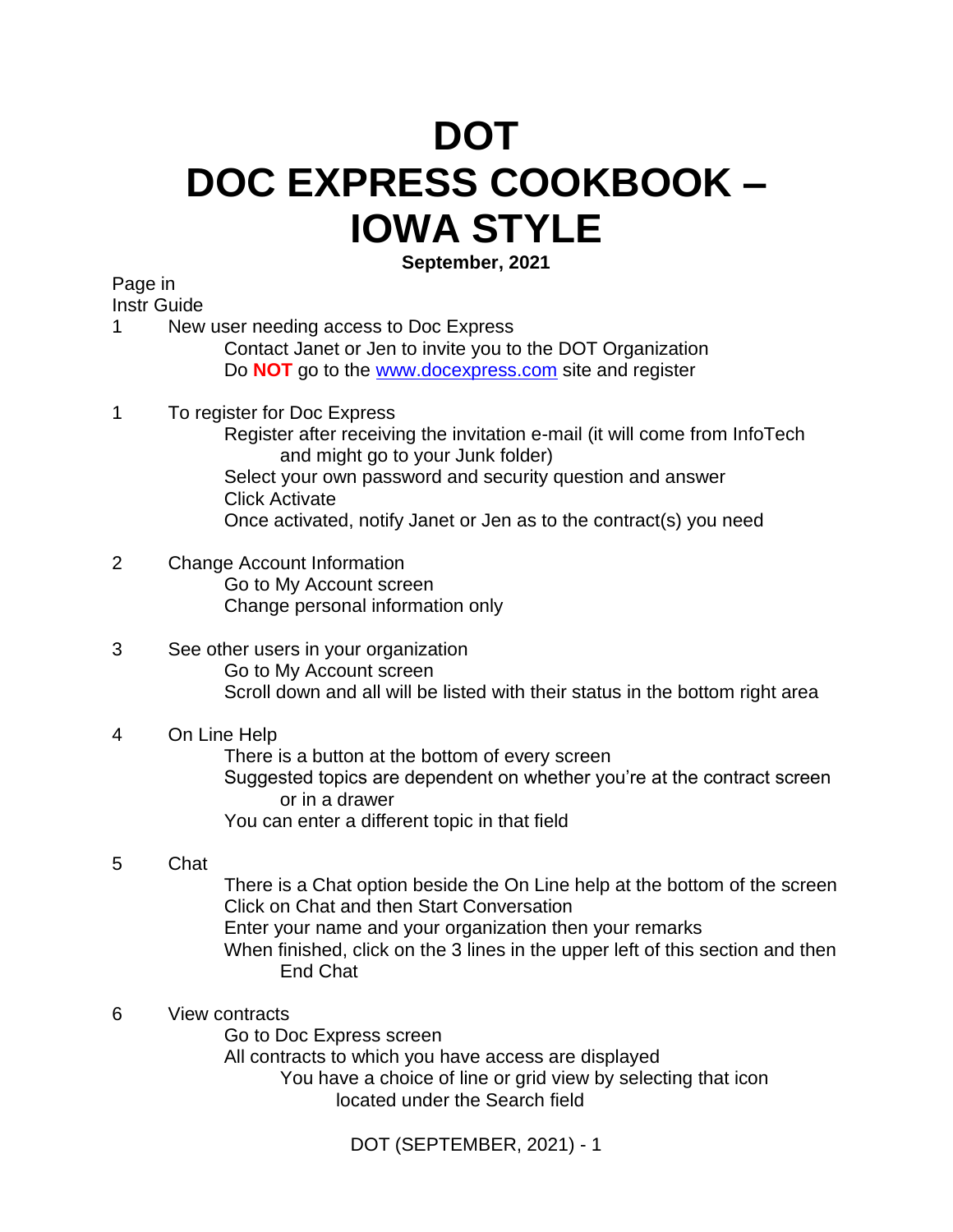# DOT
# DOC EXPRESS COOKBOOK – IOWA STYLE

**September, 2021**

Page in
Instr Guide

1 New user needing access to Doc Express
   - Contact Janet or Jen to invite you to the DOT Organization
   - Do **NOT** go to the www.docexpress.com site and register

1 To register for Doc Express
   - Register after receiving the invitation e-mail (it will come from InfoTech and might go to your Junk folder)
   - Select your own password and security question and answer
   - Click Activate
   - Once activated, notify Janet or Jen as to the contract(s) you need

2 Change Account Information
   - Go to My Account screen
   - Change personal information only

3 See other users in your organization
   - Go to My Account screen
   - Scroll down and all will be listed with their status in the bottom right area

4 On Line Help
   - There is a button at the bottom of every screen
   - Suggested topics are dependent on whether you're at the contract screen or in a drawer
   - You can enter a different topic in that field

5 Chat
   - There is a Chat option beside the On Line help at the bottom of the screen
   - Click on Chat and then Start Conversation
   - Enter your name and your organization then your remarks
   - When finished, click on the 3 lines in the upper left of this section and then End Chat

6 View contracts
   - Go to Doc Express screen
   - All contracts to which you have access are displayed
     - You have a choice of line or grid view by selecting that icon located under the Search field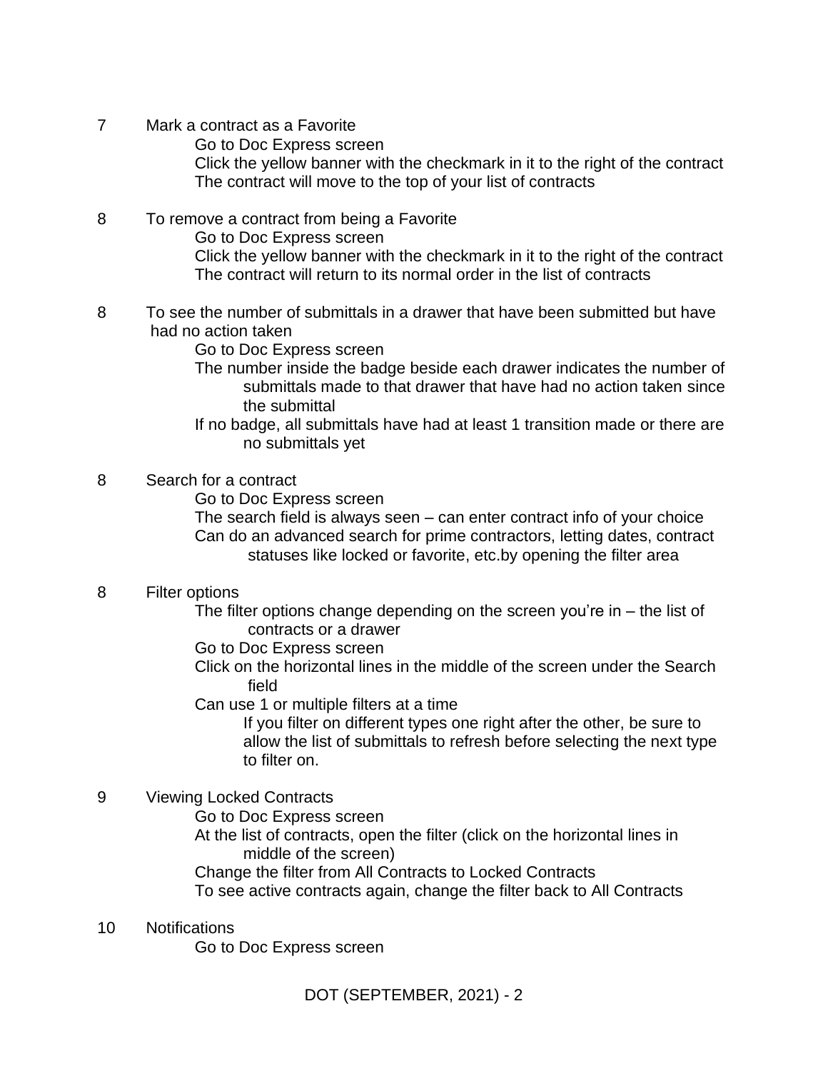7 Mark a contract as a Favorite

- Go to Doc Express screen
- Click the yellow banner with the checkmark in it to the right of the contract
- The contract will move to the top of your list of contracts

8 To remove a contract from being a Favorite

- Go to Doc Express screen
- Click the yellow banner with the checkmark in it to the right of the contract
- The contract will return to its normal order in the list of contracts

8 To see the number of submittals in a drawer that have been submitted but have had no action taken

- Go to Doc Express screen
- The number inside the badge beside each drawer indicates the number of submittals made to that drawer that have had no action taken since the submittal
- If no badge, all submittals have had at least 1 transition made or there are no submittals yet

8 Search for a contract

- Go to Doc Express screen
- The search field is always seen – can enter contract info of your choice
- Can do an advanced search for prime contractors, letting dates, contract statuses like locked or favorite, etc.by opening the filter area

8 Filter options

- The filter options change depending on the screen you're in – the list of contracts or a drawer
- Go to Doc Express screen
- Click on the horizontal lines in the middle of the screen under the Search field
- Can use 1 or multiple filters at a time
  - If you filter on different types one right after the other, be sure to allow the list of submittals to refresh before selecting the next type to filter on.

9 Viewing Locked Contracts

- Go to Doc Express screen
- At the list of contracts, open the filter (click on the horizontal lines in middle of the screen)
- Change the filter from All Contracts to Locked Contracts
- To see active contracts again, change the filter back to All Contracts

10 Notifications

- Go to Doc Express screen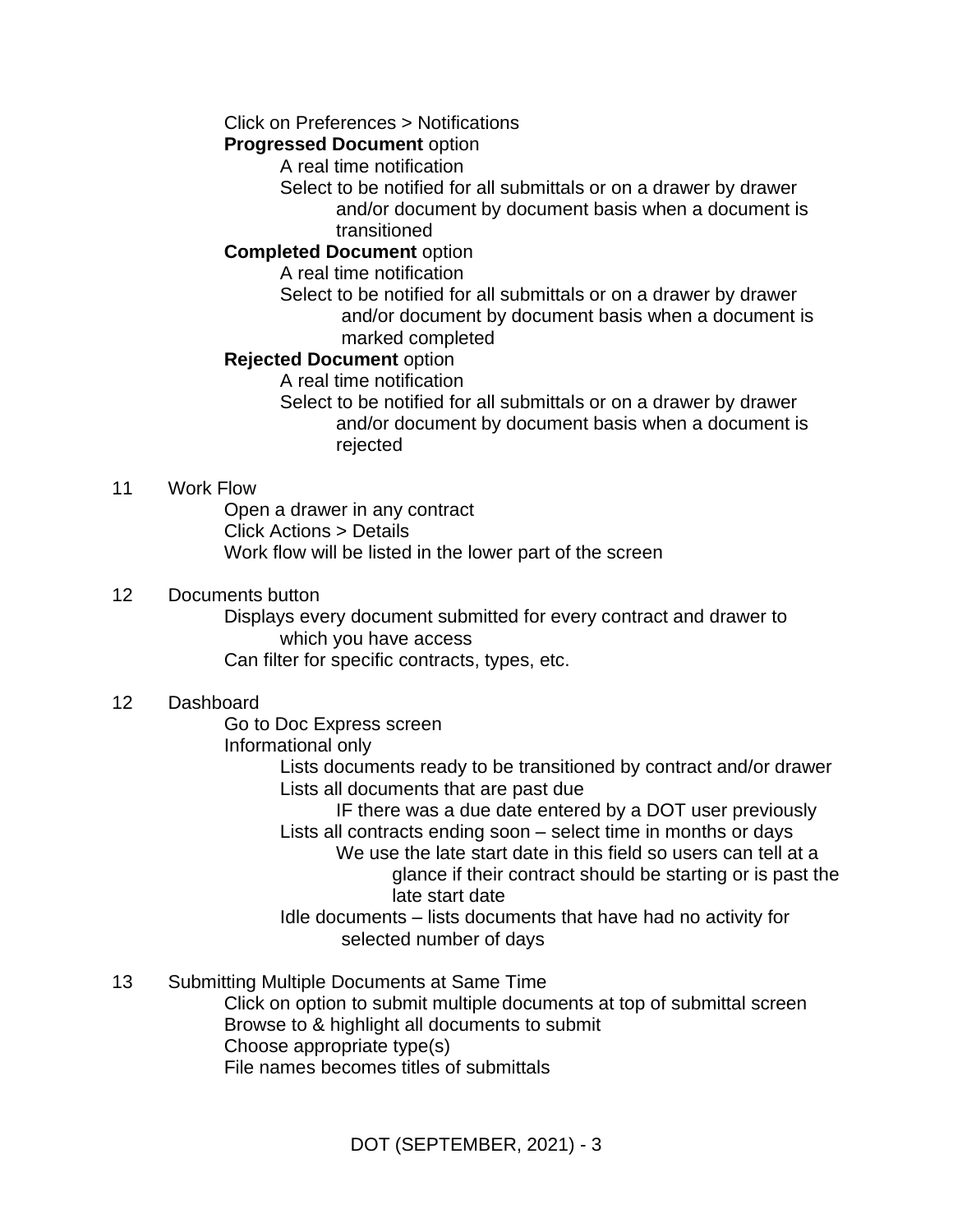- Click on Preferences > Notifications
  - **Progressed Document** option
    - A real time notification
    - Select to be notified for all submittals or on a drawer by drawer and/or document by document basis when a document is transitioned
  - **Completed Document** option
    - A real time notification
    - Select to be notified for all submittals or on a drawer by drawer and/or document by document basis when a document is marked completed
  - **Rejected Document** option
    - A real time notification
    - Select to be notified for all submittals or on a drawer by drawer and/or document by document basis when a document is rejected

11 Work Flow

- Open a drawer in any contract
- Click Actions > Details
- Work flow will be listed in the lower part of the screen

12 Documents button

- Displays every document submitted for every contract and drawer to which you have access
- Can filter for specific contracts, types, etc.

12 Dashboard

- Go to Doc Express screen
- Informational only
  - Lists documents ready to be transitioned by contract and/or drawer
  - Lists all documents that are past due
    - IF there was a due date entered by a DOT user previously
  - Lists all contracts ending soon – select time in months or days
    - We use the late start date in this field so users can tell at a glance if their contract should be starting or is past the late start date
  - Idle documents – lists documents that have had no activity for selected number of days

13 Submitting Multiple Documents at Same Time

- Click on option to submit multiple documents at top of submittal screen
- Browse to & highlight all documents to submit
- Choose appropriate type(s)
- File names becomes titles of submittals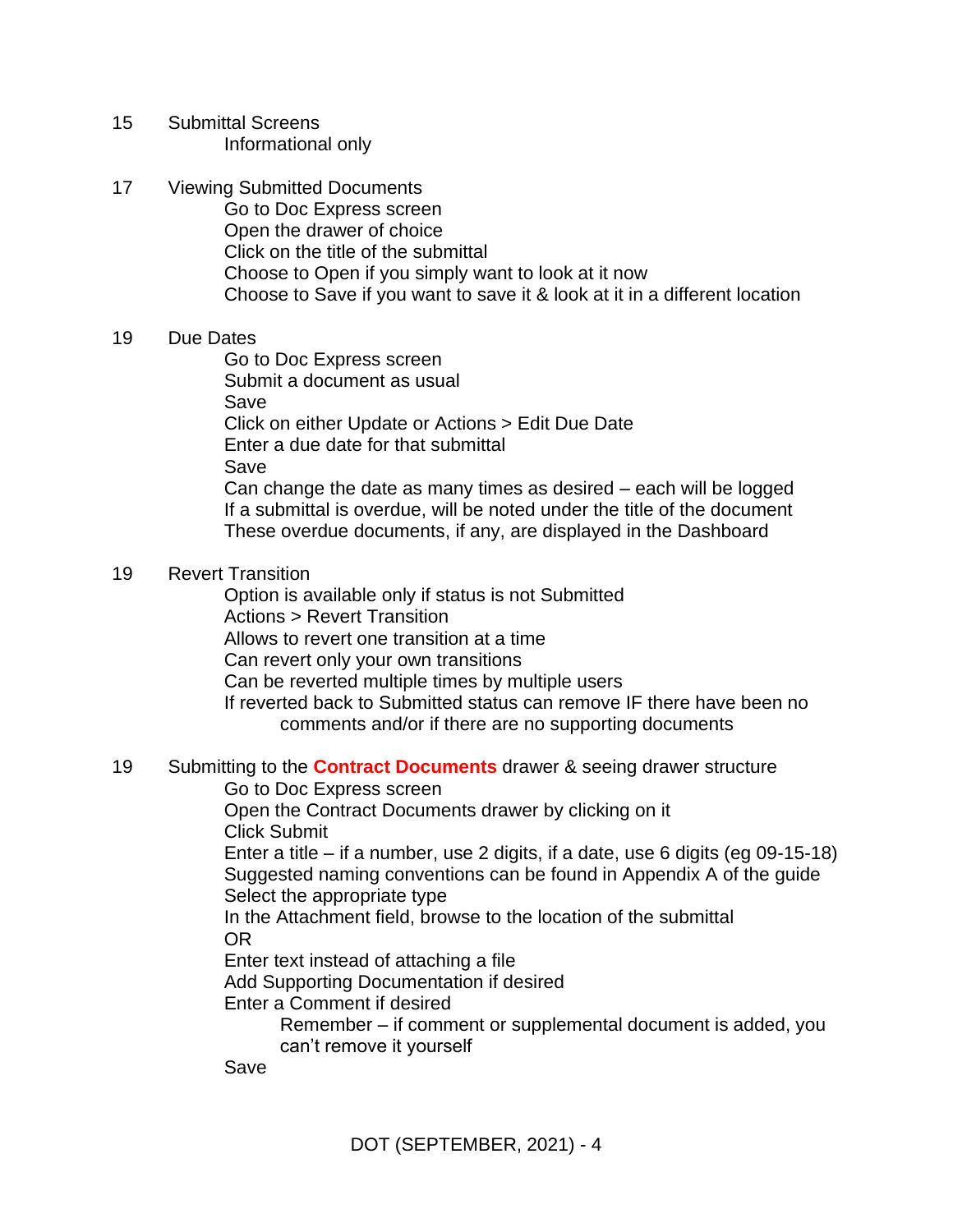15 Submittal Screens

Informational only

17 Viewing Submitted Documents

Go to Doc Express screen
Open the drawer of choice
Click on the title of the submittal
Choose to Open if you simply want to look at it now
Choose to Save if you want to save it & look at it in a different location

19 Due Dates

Go to Doc Express screen
Submit a document as usual
Save
Click on either Update or Actions > Edit Due Date
Enter a due date for that submittal
Save
Can change the date as many times as desired – each will be logged
If a submittal is overdue, will be noted under the title of the document
These overdue documents, if any, are displayed in the Dashboard

19 Revert Transition

Option is available only if status is not Submitted
Actions > Revert Transition
Allows to revert one transition at a time
Can revert only your own transitions
Can be reverted multiple times by multiple users
If reverted back to Submitted status can remove IF there have been no comments and/or if there are no supporting documents

19 Submitting to the **Contract Documents** drawer & seeing drawer structure

Go to Doc Express screen
Open the Contract Documents drawer by clicking on it
Click Submit
Enter a title – if a number, use 2 digits, if a date, use 6 digits (eg 09-15-18)
Suggested naming conventions can be found in Appendix A of the guide
Select the appropriate type
In the Attachment field, browse to the location of the submittal
OR
Enter text instead of attaching a file
Add Supporting Documentation if desired
Enter a Comment if desired

Remember – if comment or supplemental document is added, you can't remove it yourself

Save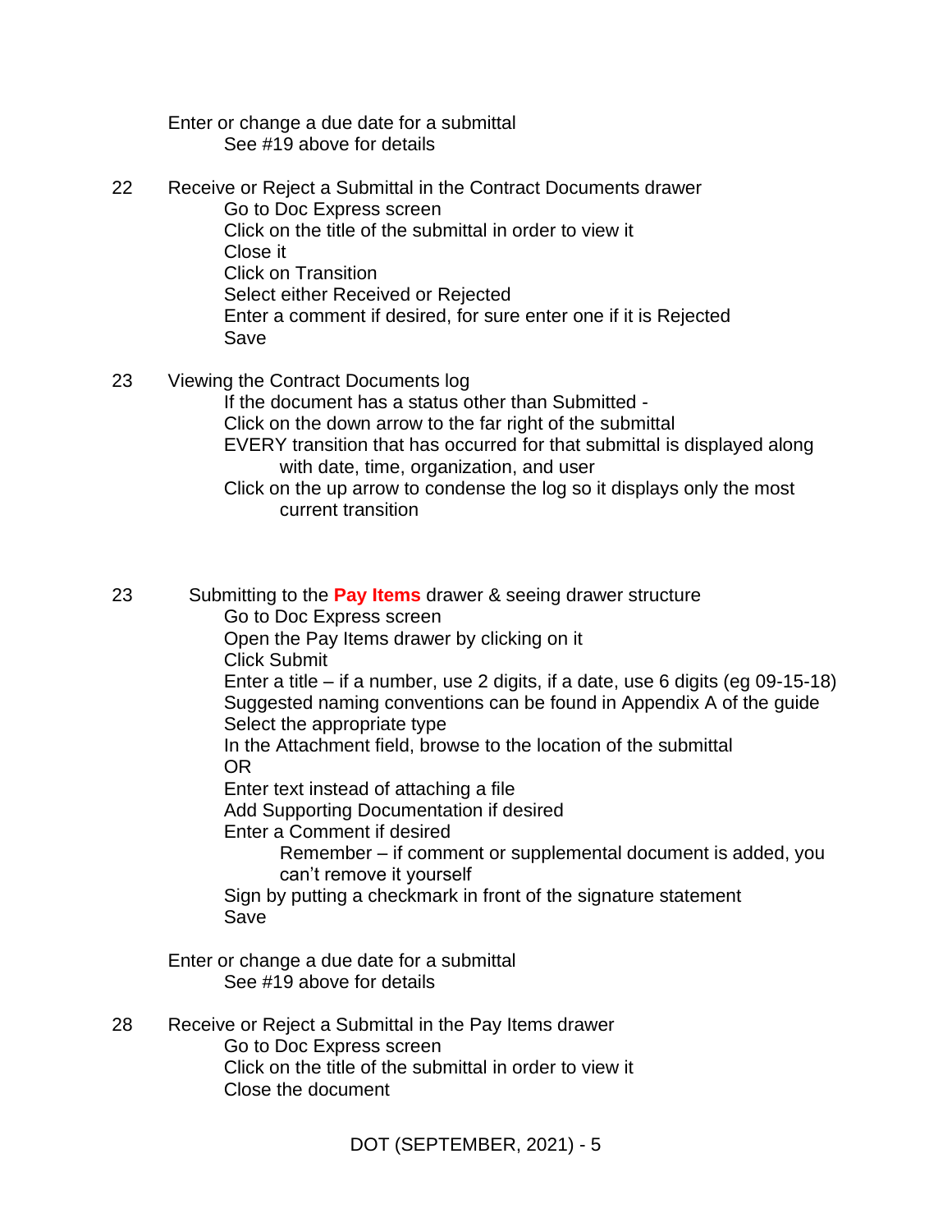Enter or change a due date for a submittal
- See #19 above for details

22 Receive or Reject a Submittal in the Contract Documents drawer
- Go to Doc Express screen
- Click on the title of the submittal in order to view it
- Close it
- Click on Transition
- Select either Received or Rejected
- Enter a comment if desired, for sure enter one if it is Rejected
- Save

23 Viewing the Contract Documents log
- If the document has a status other than Submitted -
- Click on the down arrow to the far right of the submittal
- EVERY transition that has occurred for that submittal is displayed along with date, time, organization, and user
- Click on the up arrow to condense the log so it displays only the most current transition

23 Submitting to the **Pay Items** drawer & seeing drawer structure
- Go to Doc Express screen
- Open the Pay Items drawer by clicking on it
- Click Submit
- Enter a title – if a number, use 2 digits, if a date, use 6 digits (eg 09-15-18)
- Suggested naming conventions can be found in Appendix A of the guide
- Select the appropriate type
- In the Attachment field, browse to the location of the submittal
- OR
- Enter text instead of attaching a file
- Add Supporting Documentation if desired
- Enter a Comment if desired
  - Remember – if comment or supplemental document is added, you can't remove it yourself
- Sign by putting a checkmark in front of the signature statement
- Save

Enter or change a due date for a submittal
- See #19 above for details

28 Receive or Reject a Submittal in the Pay Items drawer
- Go to Doc Express screen
- Click on the title of the submittal in order to view it
- Close the document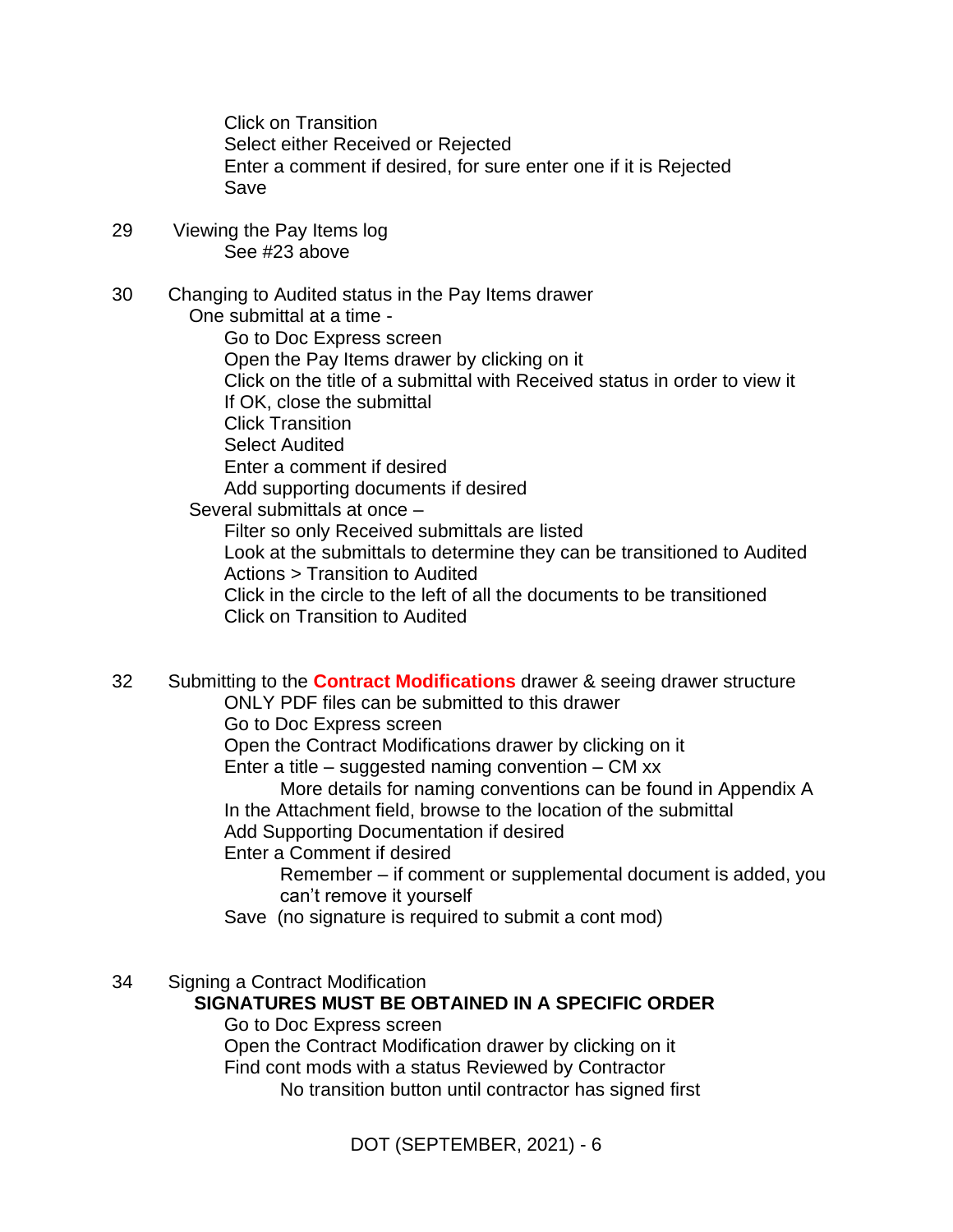Click on Transition
Select either Received or Rejected
Enter a comment if desired, for sure enter one if it is Rejected
Save

29 Viewing the Pay Items log
- See #23 above

30 Changing to Audited status in the Pay Items drawer
- One submittal at a time -
  - Go to Doc Express screen
  - Open the Pay Items drawer by clicking on it
  - Click on the title of a submittal with Received status in order to view it
  - If OK, close the submittal
  - Click Transition
  - Select Audited
  - Enter a comment if desired
  - Add supporting documents if desired
- Several submittals at once –
  - Filter so only Received submittals are listed
  - Look at the submittals to determine they can be transitioned to Audited
  - Actions > Transition to Audited
  - Click in the circle to the left of all the documents to be transitioned
  - Click on Transition to Audited

32 Submitting to the **Contract Modifications** drawer & seeing drawer structure
- ONLY PDF files can be submitted to this drawer
- Go to Doc Express screen
- Open the Contract Modifications drawer by clicking on it
- Enter a title – suggested naming convention – CM xx
  - More details for naming conventions can be found in Appendix A
- In the Attachment field, browse to the location of the submittal
- Add Supporting Documentation if desired
- Enter a Comment if desired
  - Remember – if comment or supplemental document is added, you can't remove it yourself
- Save (no signature is required to submit a cont mod)

34 Signing a Contract Modification
- **SIGNATURES MUST BE OBTAINED IN A SPECIFIC ORDER**
  - Go to Doc Express screen
  - Open the Contract Modification drawer by clicking on it
  - Find cont mods with a status Reviewed by Contractor
    - No transition button until contractor has signed first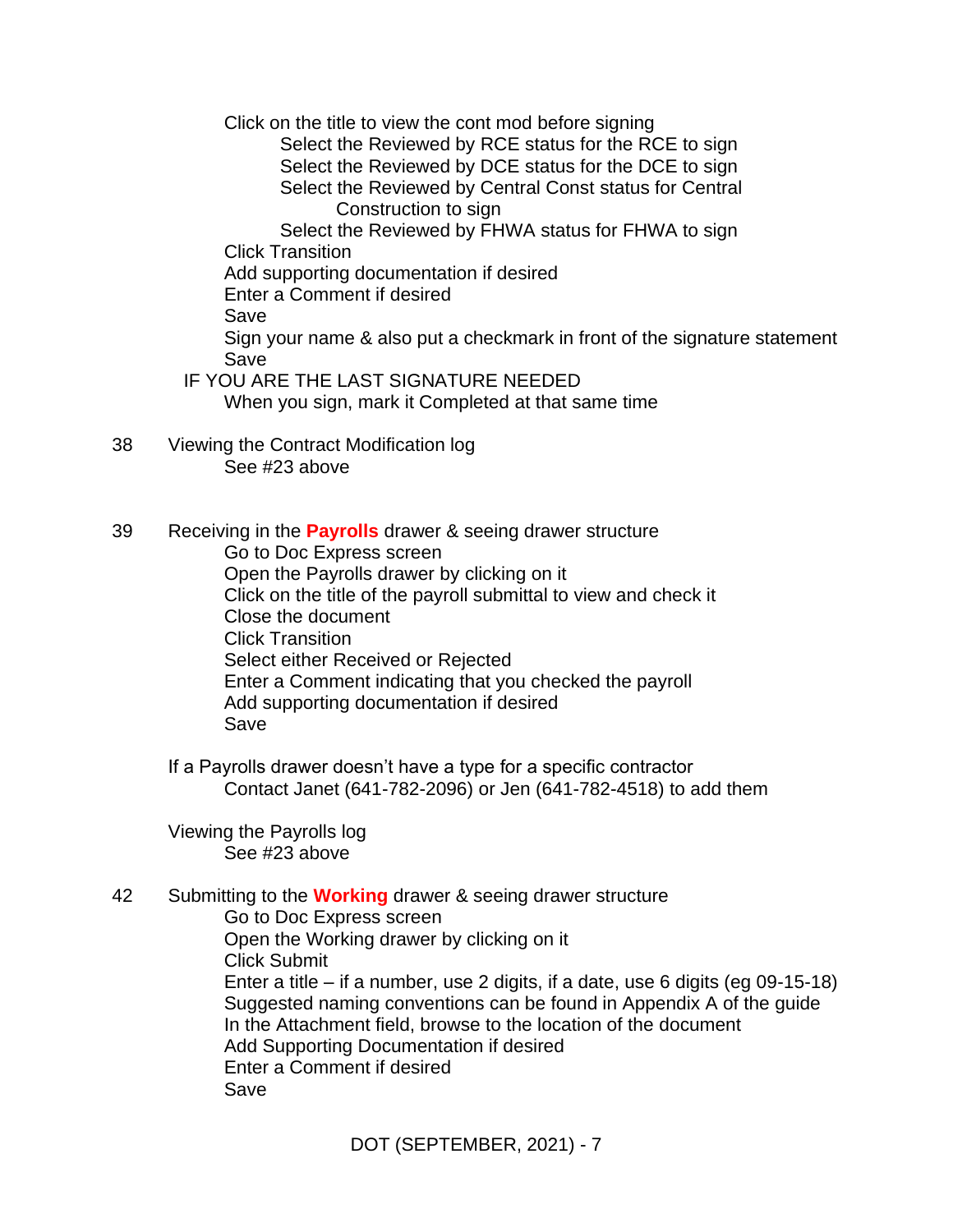- Click on the title to view the cont mod before signing
    - Select the Reviewed by RCE status for the RCE to sign
    - Select the Reviewed by DCE status for the DCE to sign
    - Select the Reviewed by Central Const status for Central Construction to sign
    - Select the Reviewed by FHWA status for FHWA to sign
- Click Transition
- Add supporting documentation if desired
- Enter a Comment if desired
- Save
- Sign your name & also put a checkmark in front of the signature statement
- Save

IF YOU ARE THE LAST SIGNATURE NEEDED

- When you sign, mark it Completed at that same time

38 Viewing the Contract Modification log

- See #23 above

39 Receiving in the **Payrolls** drawer & seeing drawer structure

- Go to Doc Express screen
- Open the Payrolls drawer by clicking on it
- Click on the title of the payroll submittal to view and check it
- Close the document
- Click Transition
- Select either Received or Rejected
- Enter a Comment indicating that you checked the payroll
- Add supporting documentation if desired
- Save

If a Payrolls drawer doesn't have a type for a specific contractor

- Contact Janet (641-782-2096) or Jen (641-782-4518) to add them

Viewing the Payrolls log

- See #23 above

42 Submitting to the **Working** drawer & seeing drawer structure

- Go to Doc Express screen
- Open the Working drawer by clicking on it
- Click Submit
- Enter a title – if a number, use 2 digits, if a date, use 6 digits (eg 09-15-18)
- Suggested naming conventions can be found in Appendix A of the guide
- In the Attachment field, browse to the location of the document
- Add Supporting Documentation if desired
- Enter a Comment if desired
- Save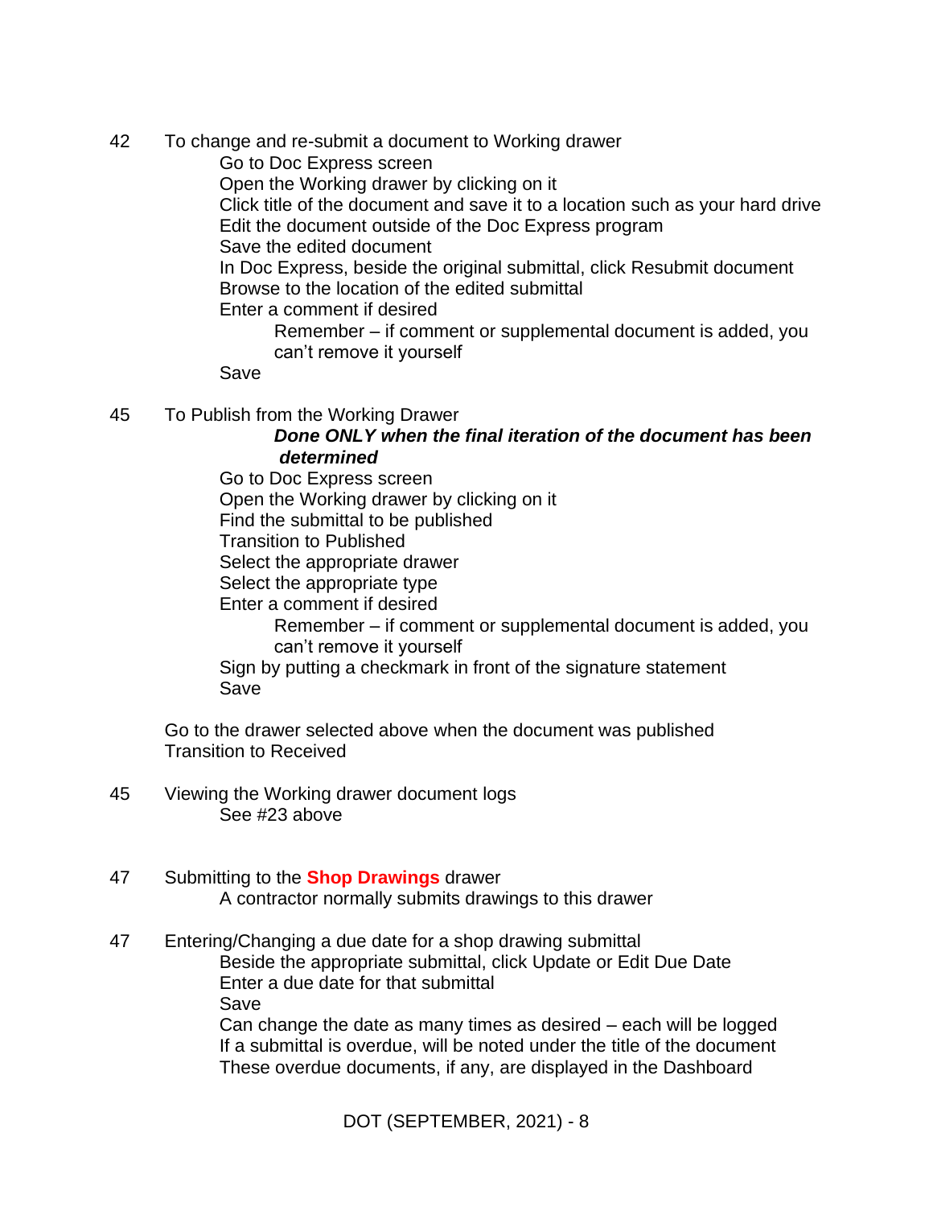42 To change and re-submit a document to Working drawer

Go to Doc Express screen
Open the Working drawer by clicking on it
Click title of the document and save it to a location such as your hard drive
Edit the document outside of the Doc Express program
Save the edited document
In Doc Express, beside the original submittal, click Resubmit document
Browse to the location of the edited submittal
Enter a comment if desired

Remember – if comment or supplemental document is added, you can't remove it yourself

Save

45 To Publish from the Working Drawer

***Done ONLY when the final iteration of the document has been determined***

Go to Doc Express screen
Open the Working drawer by clicking on it
Find the submittal to be published
Transition to Published
Select the appropriate drawer
Select the appropriate type
Enter a comment if desired

Remember – if comment or supplemental document is added, you can't remove it yourself

Sign by putting a checkmark in front of the signature statement
Save

Go to the drawer selected above when the document was published
Transition to Received

45 Viewing the Working drawer document logs

See #23 above

47 Submitting to the **Shop Drawings** drawer

A contractor normally submits drawings to this drawer

47 Entering/Changing a due date for a shop drawing submittal

Beside the appropriate submittal, click Update or Edit Due Date
Enter a due date for that submittal
Save
Can change the date as many times as desired – each will be logged
If a submittal is overdue, will be noted under the title of the document
These overdue documents, if any, are displayed in the Dashboard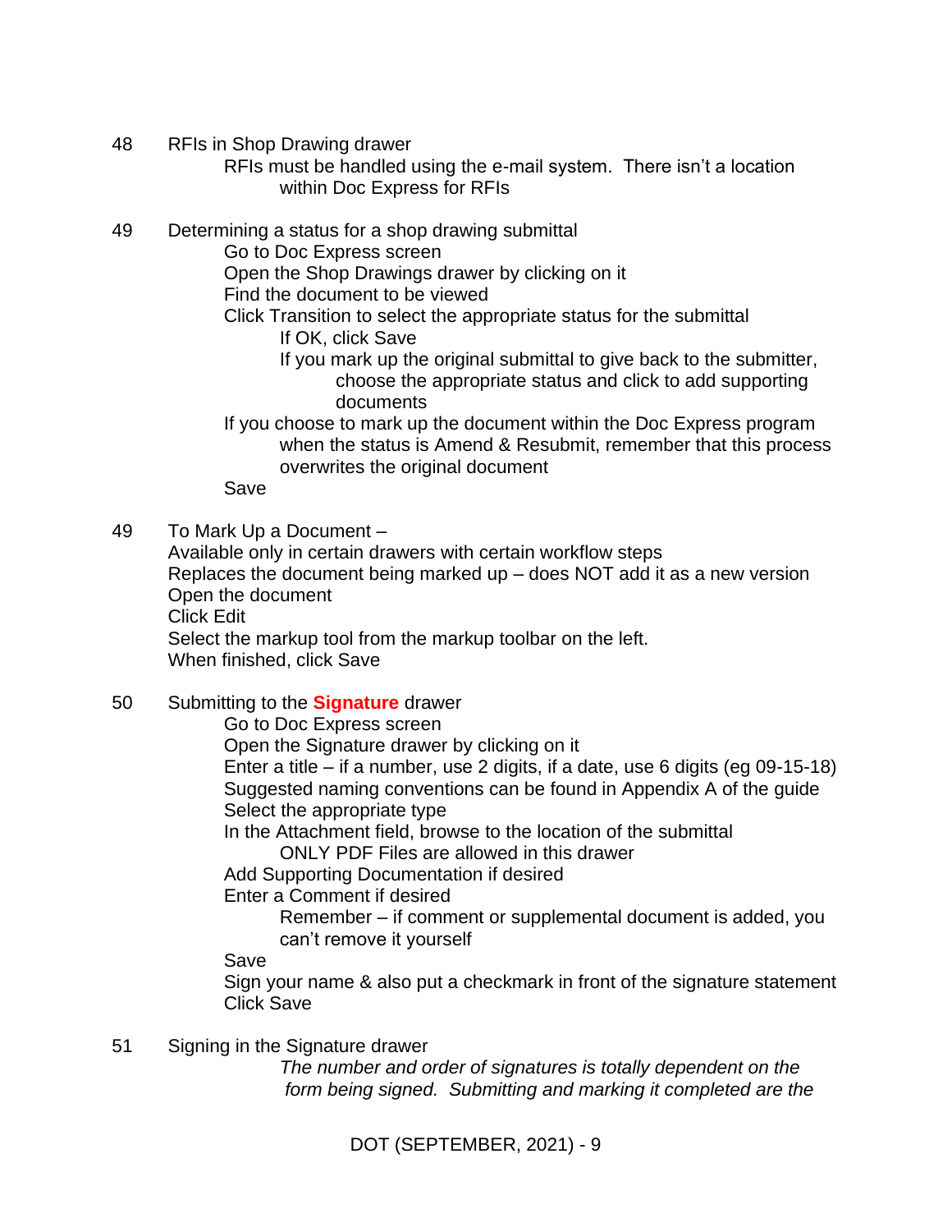48 RFIs in Shop Drawing drawer

RFIs must be handled using the e-mail system. There isn't a location within Doc Express for RFIs

49 Determining a status for a shop drawing submittal

Go to Doc Express screen
Open the Shop Drawings drawer by clicking on it
Find the document to be viewed
Click Transition to select the appropriate status for the submittal

- If OK, click Save
- If you mark up the original submittal to give back to the submitter, choose the appropriate status and click to add supporting documents

If you choose to mark up the document within the Doc Express program when the status is Amend & Resubmit, remember that this process overwrites the original document
Save

49 To Mark Up a Document –

Available only in certain drawers with certain workflow steps
Replaces the document being marked up – does NOT add it as a new version
Open the document
Click Edit
Select the markup tool from the markup toolbar on the left.
When finished, click Save

50 Submitting to the **Signature** drawer

Go to Doc Express screen
Open the Signature drawer by clicking on it
Enter a title – if a number, use 2 digits, if a date, use 6 digits (eg 09-15-18)
Suggested naming conventions can be found in Appendix A of the guide
Select the appropriate type
In the Attachment field, browse to the location of the submittal

- ONLY PDF Files are allowed in this drawer

Add Supporting Documentation if desired
Enter a Comment if desired

- Remember – if comment or supplemental document is added, you can't remove it yourself

Save
Sign your name & also put a checkmark in front of the signature statement
Click Save

51 Signing in the Signature drawer

*The number and order of signatures is totally dependent on the form being signed. Submitting and marking it completed are the*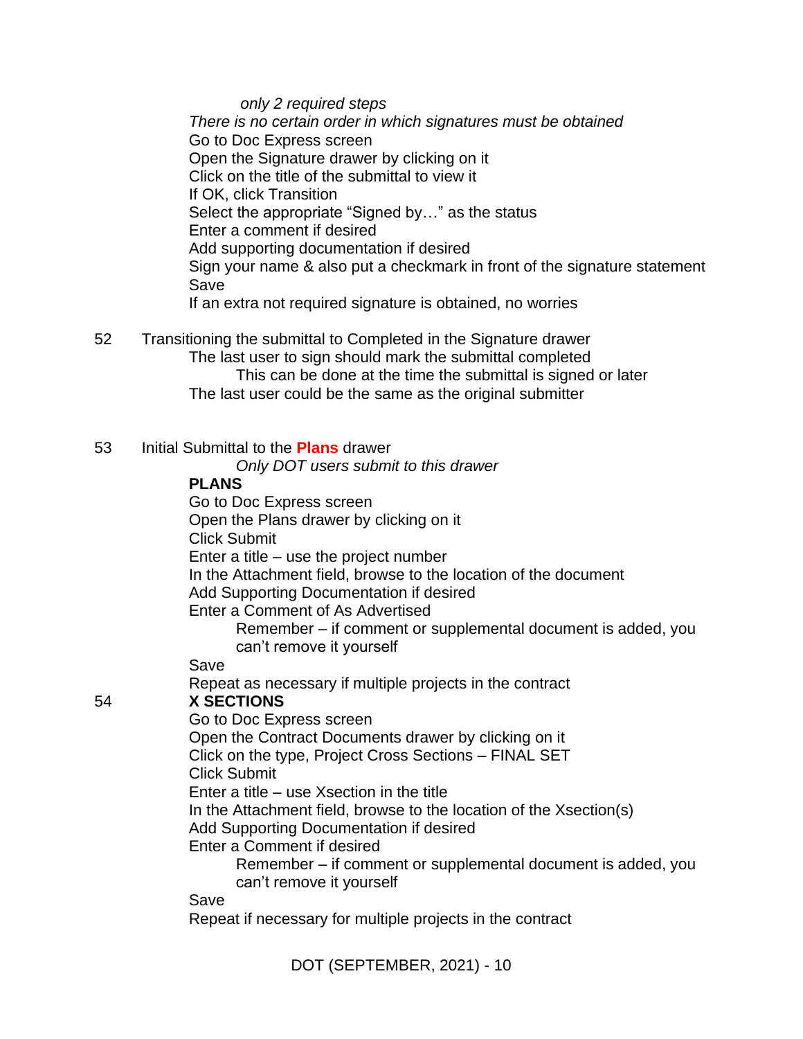*only 2 required steps*

*There is no certain order in which signatures must be obtained*

Go to Doc Express screen
Open the Signature drawer by clicking on it
Click on the title of the submittal to view it
If OK, click Transition
Select the appropriate "Signed by…" as the status
Enter a comment if desired
Add supporting documentation if desired
Sign your name & also put a checkmark in front of the signature statement
Save
If an extra not required signature is obtained, no worries

52 Transitioning the submittal to Completed in the Signature drawer

The last user to sign should mark the submittal completed

This can be done at the time the submittal is signed or later

The last user could be the same as the original submitter

53 Initial Submittal to the **Plans** drawer

*Only DOT users submit to this drawer*

**PLANS**

Go to Doc Express screen
Open the Plans drawer by clicking on it
Click Submit
Enter a title – use the project number
In the Attachment field, browse to the location of the document
Add Supporting Documentation if desired
Enter a Comment of As Advertised

Remember – if comment or supplemental document is added, you can't remove it yourself

Save
Repeat as necessary if multiple projects in the contract

54 **X SECTIONS**

Go to Doc Express screen
Open the Contract Documents drawer by clicking on it
Click on the type, Project Cross Sections – FINAL SET
Click Submit
Enter a title – use Xsection in the title
In the Attachment field, browse to the location of the Xsection(s)
Add Supporting Documentation if desired
Enter a Comment if desired

Remember – if comment or supplemental document is added, you can't remove it yourself

Save
Repeat if necessary for multiple projects in the contract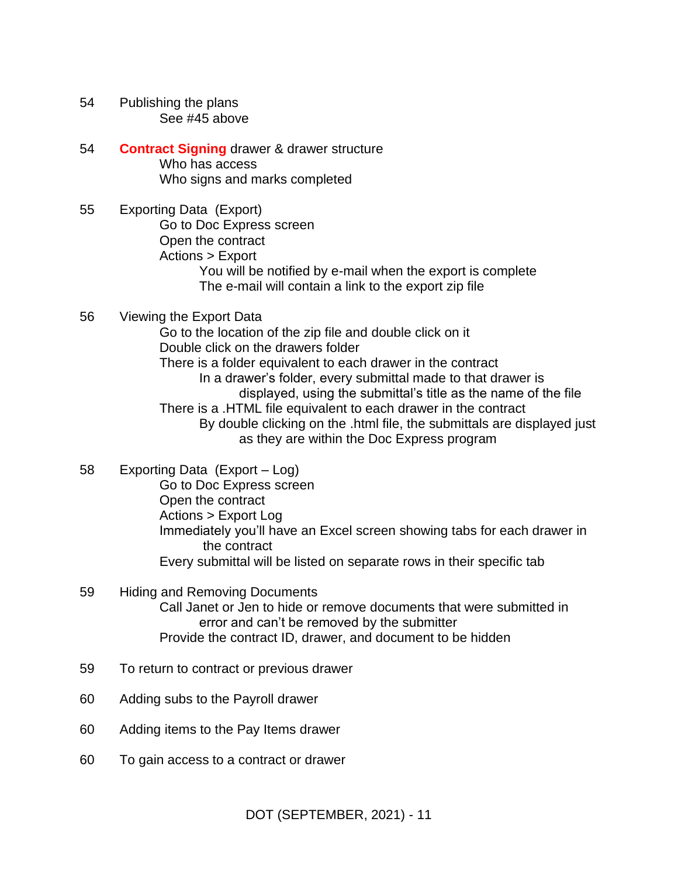54 Publishing the plans

- See #45 above

54 **Contract Signing** drawer & drawer structure

- Who has access
- Who signs and marks completed

55 Exporting Data (Export)

- Go to Doc Express screen
- Open the contract
- Actions > Export
  - You will be notified by e-mail when the export is complete
  - The e-mail will contain a link to the export zip file

56 Viewing the Export Data

- Go to the location of the zip file and double click on it
- Double click on the drawers folder
- There is a folder equivalent to each drawer in the contract
  - In a drawer's folder, every submittal made to that drawer is displayed, using the submittal's title as the name of the file
- There is a .HTML file equivalent to each drawer in the contract
  - By double clicking on the .html file, the submittals are displayed just as they are within the Doc Express program

58 Exporting Data (Export – Log)

- Go to Doc Express screen
- Open the contract
- Actions > Export Log
- Immediately you'll have an Excel screen showing tabs for each drawer in the contract
- Every submittal will be listed on separate rows in their specific tab

59 Hiding and Removing Documents

- Call Janet or Jen to hide or remove documents that were submitted in error and can't be removed by the submitter
- Provide the contract ID, drawer, and document to be hidden

59 To return to contract or previous drawer

60 Adding subs to the Payroll drawer

60 Adding items to the Pay Items drawer

60 To gain access to a contract or drawer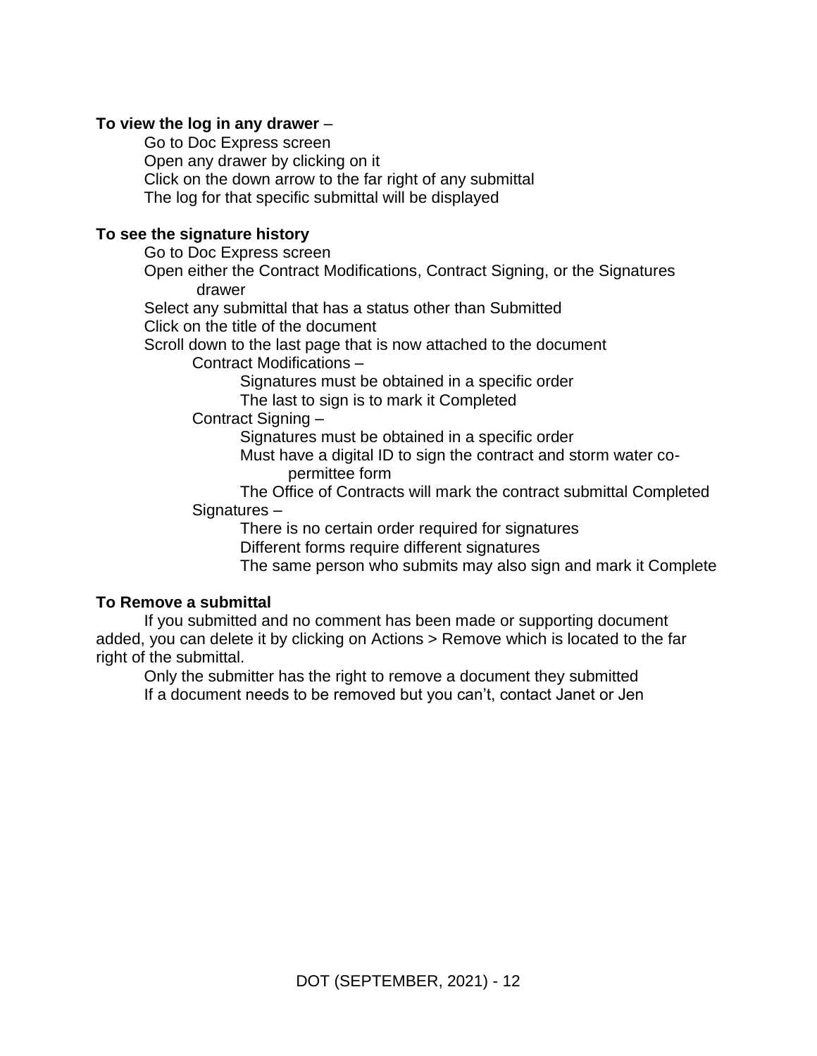**To view the log in any drawer** –

Go to Doc Express screen
Open any drawer by clicking on it
Click on the down arrow to the far right of any submittal
The log for that specific submittal will be displayed

**To see the signature history**

Go to Doc Express screen
Open either the Contract Modifications, Contract Signing, or the Signatures drawer
Select any submittal that has a status other than Submitted
Click on the title of the document
Scroll down to the last page that is now attached to the document

- Contract Modifications –
  - Signatures must be obtained in a specific order
  - The last to sign is to mark it Completed
- Contract Signing –
  - Signatures must be obtained in a specific order
  - Must have a digital ID to sign the contract and storm water co-permittee form
  - The Office of Contracts will mark the contract submittal Completed
- Signatures –
  - There is no certain order required for signatures
  - Different forms require different signatures
  - The same person who submits may also sign and mark it Complete

**To Remove a submittal**

If you submitted and no comment has been made or supporting document added, you can delete it by clicking on Actions > Remove which is located to the far right of the submittal.

Only the submitter has the right to remove a document they submitted
If a document needs to be removed but you can't, contact Janet or Jen